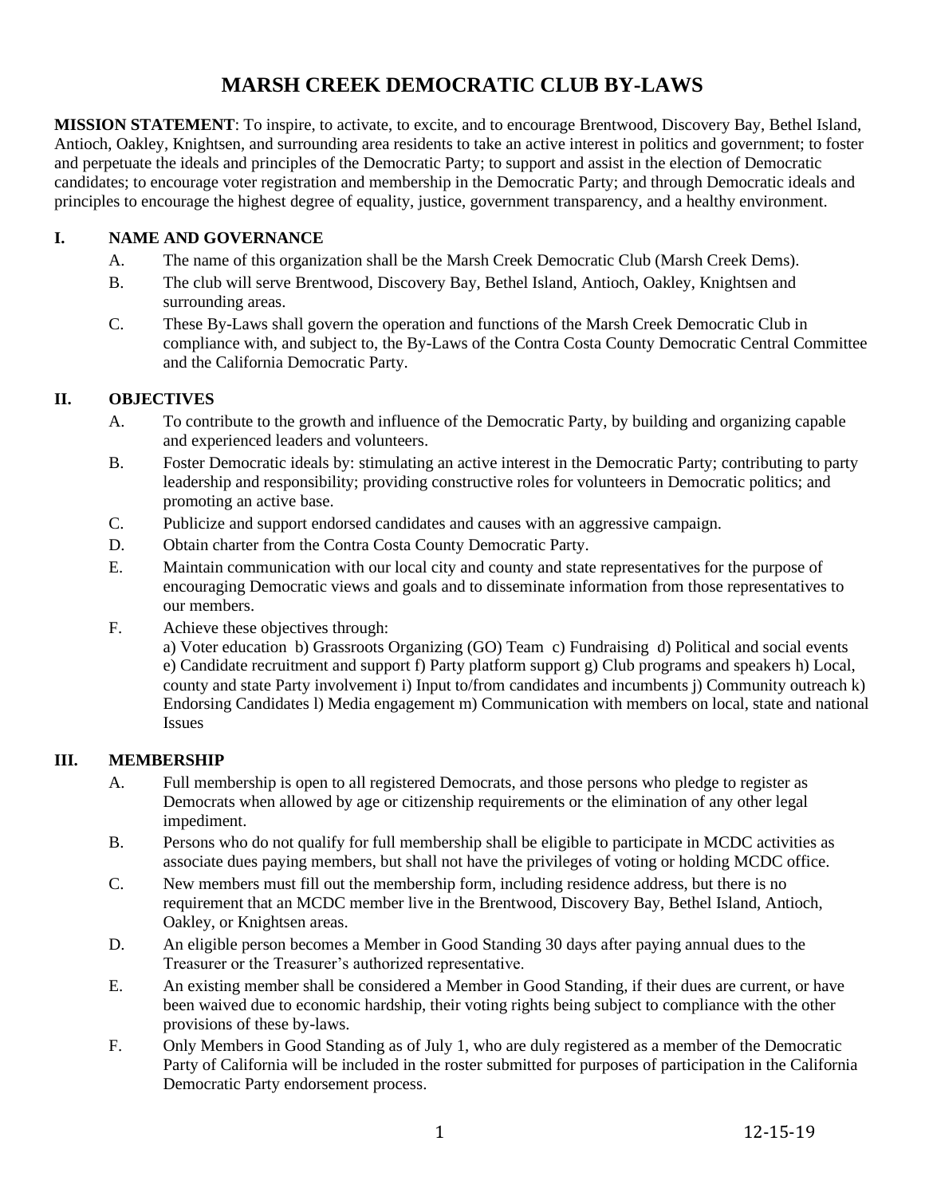# MARSH CREEK DEMOCRATIC CLUB BY-LAWS

**MISSION STATEMENT**: To inspire, to activate, to excite, and to encourage Brentwood, Discovery Bay, Bethel Island, Antioch, Oakley, Knightsen, and surrounding area residents to take an active interest in politics and government; to foster and perpetuate the ideals and principles of the Democratic Party; to support and assist in the election of Democratic candidates; to encourage voter registration and membership in the Democratic Party; and through Democratic ideals and principles to encourage the highest degree of equality, justice, government transparency, and a healthy environment.

## I. NAME AND GOVERNANCE

A. The name of this organization shall be the Marsh Creek Democratic Club (Marsh Creek Dems).

B. The club will serve Brentwood, Discovery Bay, Bethel Island, Antioch, Oakley, Knightsen and surrounding areas.

C. These By-Laws shall govern the operation and functions of the Marsh Creek Democratic Club in compliance with, and subject to, the By-Laws of the Contra Costa County Democratic Central Committee and the California Democratic Party.

## II. OBJECTIVES

A. To contribute to the growth and influence of the Democratic Party, by building and organizing capable and experienced leaders and volunteers.

B. Foster Democratic ideals by: stimulating an active interest in the Democratic Party; contributing to party leadership and responsibility; providing constructive roles for volunteers in Democratic politics; and promoting an active base.

C. Publicize and support endorsed candidates and causes with an aggressive campaign.

D. Obtain charter from the Contra Costa County Democratic Party.

E. Maintain communication with our local city and county and state representatives for the purpose of encouraging Democratic views and goals and to disseminate information from those representatives to our members.

F. Achieve these objectives through:
a) Voter education b) Grassroots Organizing (GO) Team c) Fundraising d) Political and social events e) Candidate recruitment and support f) Party platform support g) Club programs and speakers h) Local, county and state Party involvement i) Input to/from candidates and incumbents j) Community outreach k) Endorsing Candidates l) Media engagement m) Communication with members on local, state and national Issues

## III. MEMBERSHIP

A. Full membership is open to all registered Democrats, and those persons who pledge to register as Democrats when allowed by age or citizenship requirements or the elimination of any other legal impediment.

B. Persons who do not qualify for full membership shall be eligible to participate in MCDC activities as associate dues paying members, but shall not have the privileges of voting or holding MCDC office.

C. New members must fill out the membership form, including residence address, but there is no requirement that an MCDC member live in the Brentwood, Discovery Bay, Bethel Island, Antioch, Oakley, or Knightsen areas.

D. An eligible person becomes a Member in Good Standing 30 days after paying annual dues to the Treasurer or the Treasurer's authorized representative.

E. An existing member shall be considered a Member in Good Standing, if their dues are current, or have been waived due to economic hardship, their voting rights being subject to compliance with the other provisions of these by-laws.

F. Only Members in Good Standing as of July 1, who are duly registered as a member of the Democratic Party of California will be included in the roster submitted for purposes of participation in the California Democratic Party endorsement process.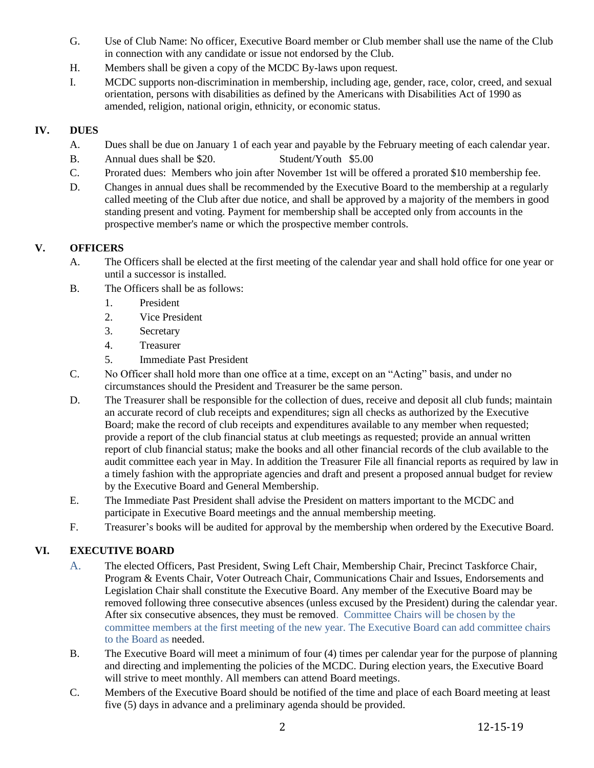G. Use of Club Name: No officer, Executive Board member or Club member shall use the name of the Club in connection with any candidate or issue not endorsed by the Club.

H. Members shall be given a copy of the MCDC By-laws upon request.

I. MCDC supports non-discrimination in membership, including age, gender, race, color, creed, and sexual orientation, persons with disabilities as defined by the Americans with Disabilities Act of 1990 as amended, religion, national origin, ethnicity, or economic status.

## IV. DUES

A. Dues shall be due on January 1 of each year and payable by the February meeting of each calendar year.

B. Annual dues shall be $20. Student/Youth $5.00

C. Prorated dues: Members who join after November 1st will be offered a prorated $10 membership fee.

D. Changes in annual dues shall be recommended by the Executive Board to the membership at a regularly called meeting of the Club after due notice, and shall be approved by a majority of the members in good standing present and voting. Payment for membership shall be accepted only from accounts in the prospective member's name or which the prospective member controls.

## V. OFFICERS

A. The Officers shall be elected at the first meeting of the calendar year and shall hold office for one year or until a successor is installed.

B. The Officers shall be as follows:

1. President
2. Vice President
3. Secretary
4. Treasurer
5. Immediate Past President

C. No Officer shall hold more than one office at a time, except on an "Acting" basis, and under no circumstances should the President and Treasurer be the same person.

D. The Treasurer shall be responsible for the collection of dues, receive and deposit all club funds; maintain an accurate record of club receipts and expenditures; sign all checks as authorized by the Executive Board; make the record of club receipts and expenditures available to any member when requested; provide a report of the club financial status at club meetings as requested; provide an annual written report of club financial status; make the books and all other financial records of the club available to the audit committee each year in May. In addition the Treasurer File all financial reports as required by law in a timely fashion with the appropriate agencies and draft and present a proposed annual budget for review by the Executive Board and General Membership.

E. The Immediate Past President shall advise the President on matters important to the MCDC and participate in Executive Board meetings and the annual membership meeting.

F. Treasurer's books will be audited for approval by the membership when ordered by the Executive Board.

## VI. EXECUTIVE BOARD

A. The elected Officers, Past President, Swing Left Chair, Membership Chair, Precinct Taskforce Chair, Program & Events Chair, Voter Outreach Chair, Communications Chair and Issues, Endorsements and Legislation Chair shall constitute the Executive Board. Any member of the Executive Board may be removed following three consecutive absences (unless excused by the President) during the calendar year. After six consecutive absences, they must be removed. Committee Chairs will be chosen by the committee members at the first meeting of the new year. The Executive Board can add committee chairs to the Board as needed.

B. The Executive Board will meet a minimum of four (4) times per calendar year for the purpose of planning and directing and implementing the policies of the MCDC. During election years, the Executive Board will strive to meet monthly. All members can attend Board meetings.

C. Members of the Executive Board should be notified of the time and place of each Board meeting at least five (5) days in advance and a preliminary agenda should be provided.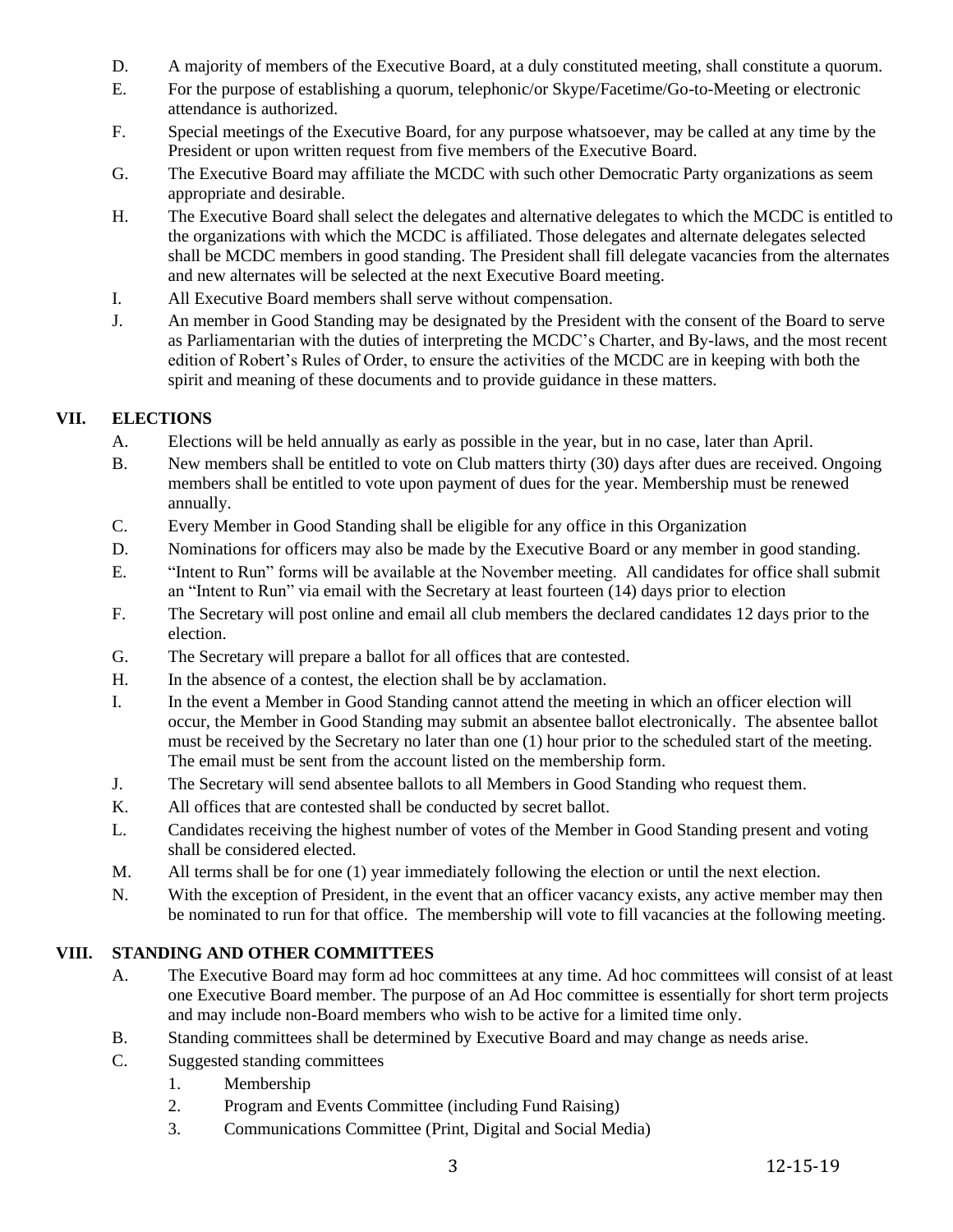D. A majority of members of the Executive Board, at a duly constituted meeting, shall constitute a quorum.

E. For the purpose of establishing a quorum, telephonic/or Skype/Facetime/Go-to-Meeting or electronic attendance is authorized.

F. Special meetings of the Executive Board, for any purpose whatsoever, may be called at any time by the President or upon written request from five members of the Executive Board.

G. The Executive Board may affiliate the MCDC with such other Democratic Party organizations as seem appropriate and desirable.

H. The Executive Board shall select the delegates and alternative delegates to which the MCDC is entitled to the organizations with which the MCDC is affiliated. Those delegates and alternate delegates selected shall be MCDC members in good standing. The President shall fill delegate vacancies from the alternates and new alternates will be selected at the next Executive Board meeting.

I. All Executive Board members shall serve without compensation.

J. An member in Good Standing may be designated by the President with the consent of the Board to serve as Parliamentarian with the duties of interpreting the MCDC's Charter, and By-laws, and the most recent edition of Robert's Rules of Order, to ensure the activities of the MCDC are in keeping with both the spirit and meaning of these documents and to provide guidance in these matters.

## VII. ELECTIONS

A. Elections will be held annually as early as possible in the year, but in no case, later than April.

B. New members shall be entitled to vote on Club matters thirty (30) days after dues are received. Ongoing members shall be entitled to vote upon payment of dues for the year. Membership must be renewed annually.

C. Every Member in Good Standing shall be eligible for any office in this Organization

D. Nominations for officers may also be made by the Executive Board or any member in good standing.

E. "Intent to Run" forms will be available at the November meeting. All candidates for office shall submit an "Intent to Run" via email with the Secretary at least fourteen (14) days prior to election

F. The Secretary will post online and email all club members the declared candidates 12 days prior to the election.

G. The Secretary will prepare a ballot for all offices that are contested.

H. In the absence of a contest, the election shall be by acclamation.

I. In the event a Member in Good Standing cannot attend the meeting in which an officer election will occur, the Member in Good Standing may submit an absentee ballot electronically. The absentee ballot must be received by the Secretary no later than one (1) hour prior to the scheduled start of the meeting. The email must be sent from the account listed on the membership form.

J. The Secretary will send absentee ballots to all Members in Good Standing who request them.

K. All offices that are contested shall be conducted by secret ballot.

L. Candidates receiving the highest number of votes of the Member in Good Standing present and voting shall be considered elected.

M. All terms shall be for one (1) year immediately following the election or until the next election.

N. With the exception of President, in the event that an officer vacancy exists, any active member may then be nominated to run for that office. The membership will vote to fill vacancies at the following meeting.

## VIII. STANDING AND OTHER COMMITTEES

A. The Executive Board may form ad hoc committees at any time. Ad hoc committees will consist of at least one Executive Board member. The purpose of an Ad Hoc committee is essentially for short term projects and may include non-Board members who wish to be active for a limited time only.

B. Standing committees shall be determined by Executive Board and may change as needs arise.

C. Suggested standing committees

1. Membership
2. Program and Events Committee (including Fund Raising)
3. Communications Committee (Print, Digital and Social Media)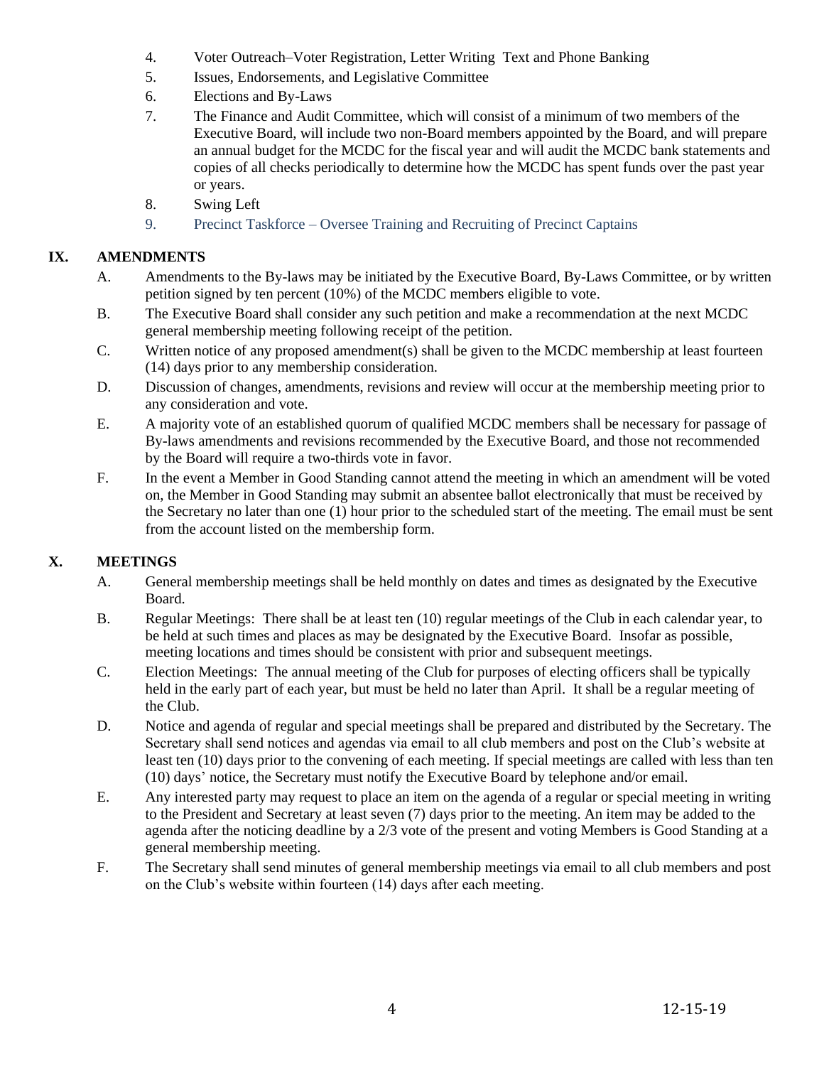4. Voter Outreach–Voter Registration, Letter Writing  Text and Phone Banking
5. Issues, Endorsements, and Legislative Committee
6. Elections and By-Laws
7. The Finance and Audit Committee, which will consist of a minimum of two members of the Executive Board, will include two non-Board members appointed by the Board, and will prepare an annual budget for the MCDC for the fiscal year and will audit the MCDC bank statements and copies of all checks periodically to determine how the MCDC has spent funds over the past year or years.
8. Swing Left
9. Precinct Taskforce – Oversee Training and Recruiting of Precinct Captains

## IX. AMENDMENTS

A. Amendments to the By-laws may be initiated by the Executive Board, By-Laws Committee, or by written petition signed by ten percent (10%) of the MCDC members eligible to vote.

B. The Executive Board shall consider any such petition and make a recommendation at the next MCDC general membership meeting following receipt of the petition.

C. Written notice of any proposed amendment(s) shall be given to the MCDC membership at least fourteen (14) days prior to any membership consideration.

D. Discussion of changes, amendments, revisions and review will occur at the membership meeting prior to any consideration and vote.

E. A majority vote of an established quorum of qualified MCDC members shall be necessary for passage of By-laws amendments and revisions recommended by the Executive Board, and those not recommended by the Board will require a two-thirds vote in favor.

F. In the event a Member in Good Standing cannot attend the meeting in which an amendment will be voted on, the Member in Good Standing may submit an absentee ballot electronically that must be received by the Secretary no later than one (1) hour prior to the scheduled start of the meeting. The email must be sent from the account listed on the membership form.

## X. MEETINGS

A. General membership meetings shall be held monthly on dates and times as designated by the Executive Board.

B. Regular Meetings: There shall be at least ten (10) regular meetings of the Club in each calendar year, to be held at such times and places as may be designated by the Executive Board. Insofar as possible, meeting locations and times should be consistent with prior and subsequent meetings.

C. Election Meetings: The annual meeting of the Club for purposes of electing officers shall be typically held in the early part of each year, but must be held no later than April. It shall be a regular meeting of the Club.

D. Notice and agenda of regular and special meetings shall be prepared and distributed by the Secretary. The Secretary shall send notices and agendas via email to all club members and post on the Club's website at least ten (10) days prior to the convening of each meeting. If special meetings are called with less than ten (10) days' notice, the Secretary must notify the Executive Board by telephone and/or email.

E. Any interested party may request to place an item on the agenda of a regular or special meeting in writing to the President and Secretary at least seven (7) days prior to the meeting. An item may be added to the agenda after the noticing deadline by a 2/3 vote of the present and voting Members is Good Standing at a general membership meeting.

F. The Secretary shall send minutes of general membership meetings via email to all club members and post on the Club's website within fourteen (14) days after each meeting.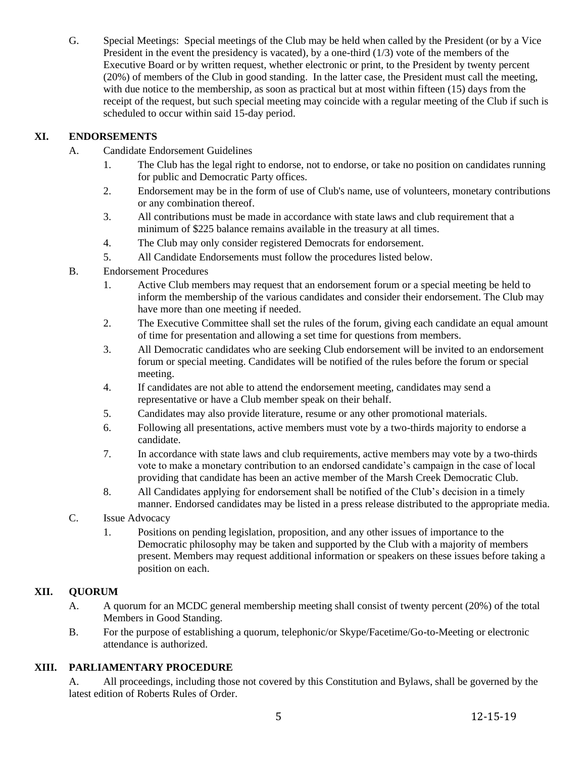G. Special Meetings: Special meetings of the Club may be held when called by the President (or by a Vice President in the event the presidency is vacated), by a one-third (1/3) vote of the members of the Executive Board or by written request, whether electronic or print, to the President by twenty percent (20%) of members of the Club in good standing. In the latter case, the President must call the meeting, with due notice to the membership, as soon as practical but at most within fifteen (15) days from the receipt of the request, but such special meeting may coincide with a regular meeting of the Club if such is scheduled to occur within said 15-day period.

## XI. ENDORSEMENTS

A. Candidate Endorsement Guidelines

1. The Club has the legal right to endorse, not to endorse, or take no position on candidates running for public and Democratic Party offices.
2. Endorsement may be in the form of use of Club's name, use of volunteers, monetary contributions or any combination thereof.
3. All contributions must be made in accordance with state laws and club requirement that a minimum of $225 balance remains available in the treasury at all times.
4. The Club may only consider registered Democrats for endorsement.
5. All Candidate Endorsements must follow the procedures listed below.

B. Endorsement Procedures

1. Active Club members may request that an endorsement forum or a special meeting be held to inform the membership of the various candidates and consider their endorsement. The Club may have more than one meeting if needed.
2. The Executive Committee shall set the rules of the forum, giving each candidate an equal amount of time for presentation and allowing a set time for questions from members.
3. All Democratic candidates who are seeking Club endorsement will be invited to an endorsement forum or special meeting. Candidates will be notified of the rules before the forum or special meeting.
4. If candidates are not able to attend the endorsement meeting, candidates may send a representative or have a Club member speak on their behalf.
5. Candidates may also provide literature, resume or any other promotional materials.
6. Following all presentations, active members must vote by a two-thirds majority to endorse a candidate.
7. In accordance with state laws and club requirements, active members may vote by a two-thirds vote to make a monetary contribution to an endorsed candidate's campaign in the case of local providing that candidate has been an active member of the Marsh Creek Democratic Club.
8. All Candidates applying for endorsement shall be notified of the Club's decision in a timely manner. Endorsed candidates may be listed in a press release distributed to the appropriate media.

C. Issue Advocacy

1. Positions on pending legislation, proposition, and any other issues of importance to the Democratic philosophy may be taken and supported by the Club with a majority of members present. Members may request additional information or speakers on these issues before taking a position on each.

## XII. QUORUM

A. A quorum for an MCDC general membership meeting shall consist of twenty percent (20%) of the total Members in Good Standing.

B. For the purpose of establishing a quorum, telephonic/or Skype/Facetime/Go-to-Meeting or electronic attendance is authorized.

## XIII. PARLIAMENTARY PROCEDURE

A. All proceedings, including those not covered by this Constitution and Bylaws, shall be governed by the latest edition of Roberts Rules of Order.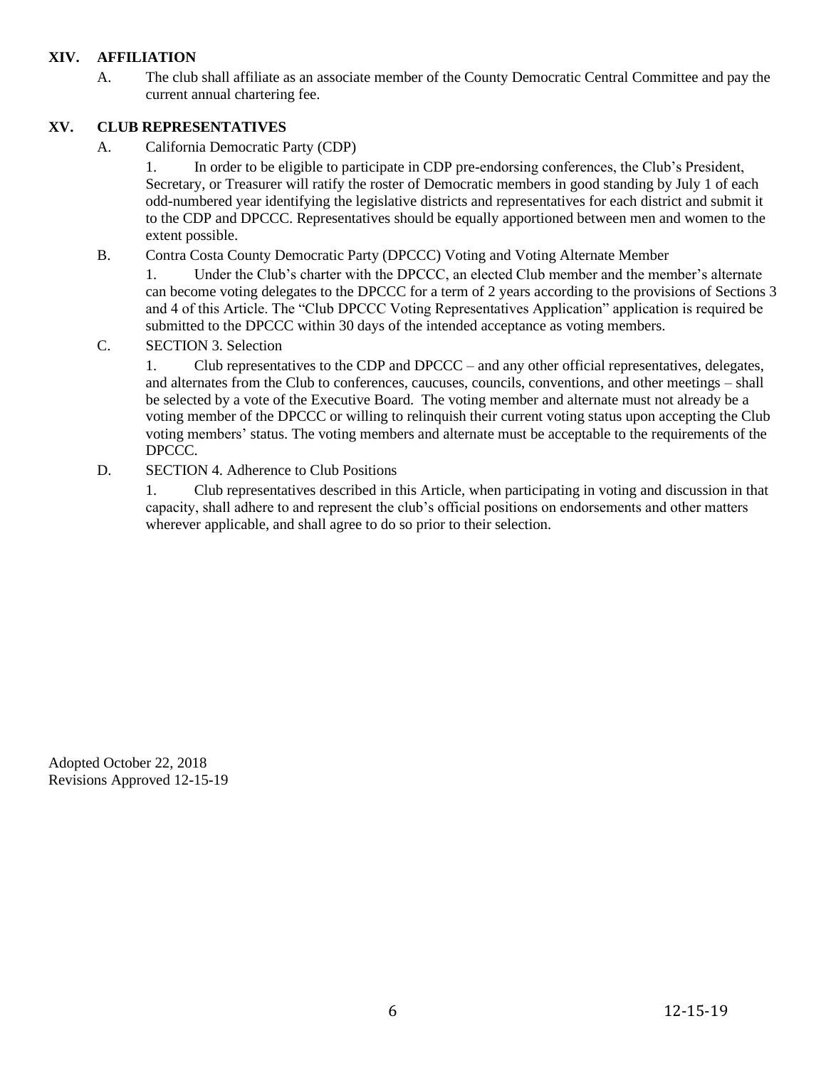## XIV. AFFILIATION

A. The club shall affiliate as an associate member of the County Democratic Central Committee and pay the current annual chartering fee.

## XV. CLUB REPRESENTATIVES

A. California Democratic Party (CDP)

1. In order to be eligible to participate in CDP pre-endorsing conferences, the Club's President, Secretary, or Treasurer will ratify the roster of Democratic members in good standing by July 1 of each odd-numbered year identifying the legislative districts and representatives for each district and submit it to the CDP and DPCCC. Representatives should be equally apportioned between men and women to the extent possible.

B. Contra Costa County Democratic Party (DPCCC) Voting and Voting Alternate Member

1. Under the Club's charter with the DPCCC, an elected Club member and the member's alternate can become voting delegates to the DPCCC for a term of 2 years according to the provisions of Sections 3 and 4 of this Article. The "Club DPCCC Voting Representatives Application" application is required be submitted to the DPCCC within 30 days of the intended acceptance as voting members.

C. SECTION 3. Selection

1. Club representatives to the CDP and DPCCC – and any other official representatives, delegates, and alternates from the Club to conferences, caucuses, councils, conventions, and other meetings – shall be selected by a vote of the Executive Board. The voting member and alternate must not already be a voting member of the DPCCC or willing to relinquish their current voting status upon accepting the Club voting members' status. The voting members and alternate must be acceptable to the requirements of the DPCCC.

D. SECTION 4. Adherence to Club Positions

1. Club representatives described in this Article, when participating in voting and discussion in that capacity, shall adhere to and represent the club's official positions on endorsements and other matters wherever applicable, and shall agree to do so prior to their selection.

Adopted October 22, 2018
Revisions Approved 12-15-19